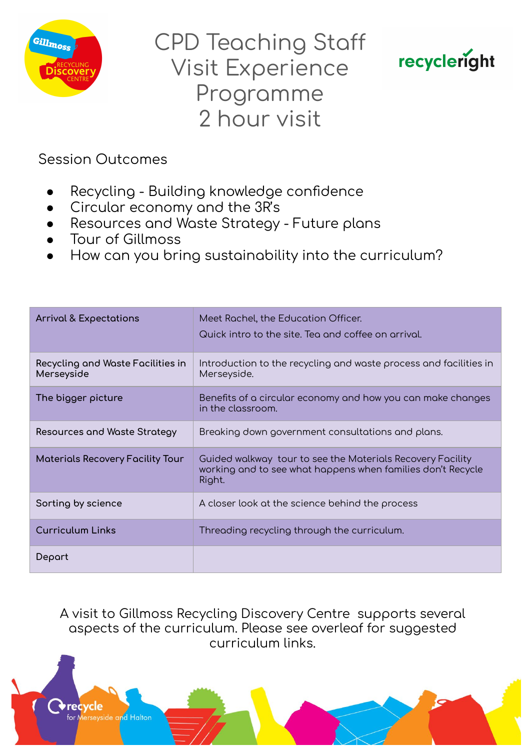# CPD Teaching Staff Visit Experience Programme 2 hour visit

## Session Outcomes

- Recycling - Building knowledge confidence
- Circular economy and the 3R's
- Resources and Waste Strategy - Future plans
- Tour of Gillmoss
- How can you bring sustainability into the curriculum?

| | |
|---|---|
| Arrival & Expectations | Meet Rachel, the Education Officer.<br>Quick intro to the site. Tea and coffee on arrival. |
| Recycling and Waste Facilities in Merseyside | Introduction to the recycling and waste process and facilities in Merseyside. |
| The bigger picture | Benefits of a circular economy and how you can make changes in the classroom. |
| Resources and Waste Strategy | Breaking down government consultations and plans. |
| Materials Recovery Facility Tour | Guided walkway tour to see the Materials Recovery Facility working and to see what happens when families don't Recycle Right. |
| Sorting by science | A closer look at the science behind the process |
| Curriculum Links | Threading recycling through the curriculum. |
| Depart | |

A visit to Gillmoss Recycling Discovery Centre supports several aspects of the curriculum. Please see overleaf for suggested curriculum links.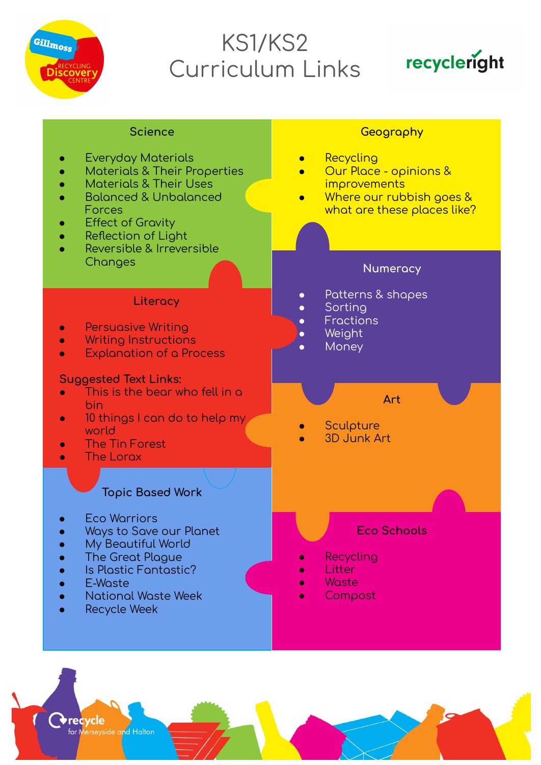# KS1/KS2 Curriculum Links

## Science

- Everyday Materials
- Materials & Their Properties
- Materials & Their Uses
- Balanced & Unbalanced Forces
- Effect of Gravity
- Reflection of Light
- Reversible & Irreversible Changes

## Geography

- Recycling
- Our Place - opinions & improvements
- Where our rubbish goes & what are these places like?

## Literacy

- Persuasive Writing
- Writing Instructions
- Explanation of a Process

**Suggested Text Links:**

- This is the bear who fell in a bin
- 10 things I can do to help my world
- The Tin Forest
- The Lorax

## Numeracy

- Patterns & shapes
- Sorting
- Fractions
- Weight
- Money

## Art

- Sculpture
- 3D Junk Art

## Topic Based Work

- Eco Warriors
- Ways to Save our Planet
- My Beautiful World
- The Great Plague
- Is Plastic Fantastic?
- E-Waste
- National Waste Week
- Recycle Week

## Eco Schools

- Recycling
- Litter
- Waste
- Compost